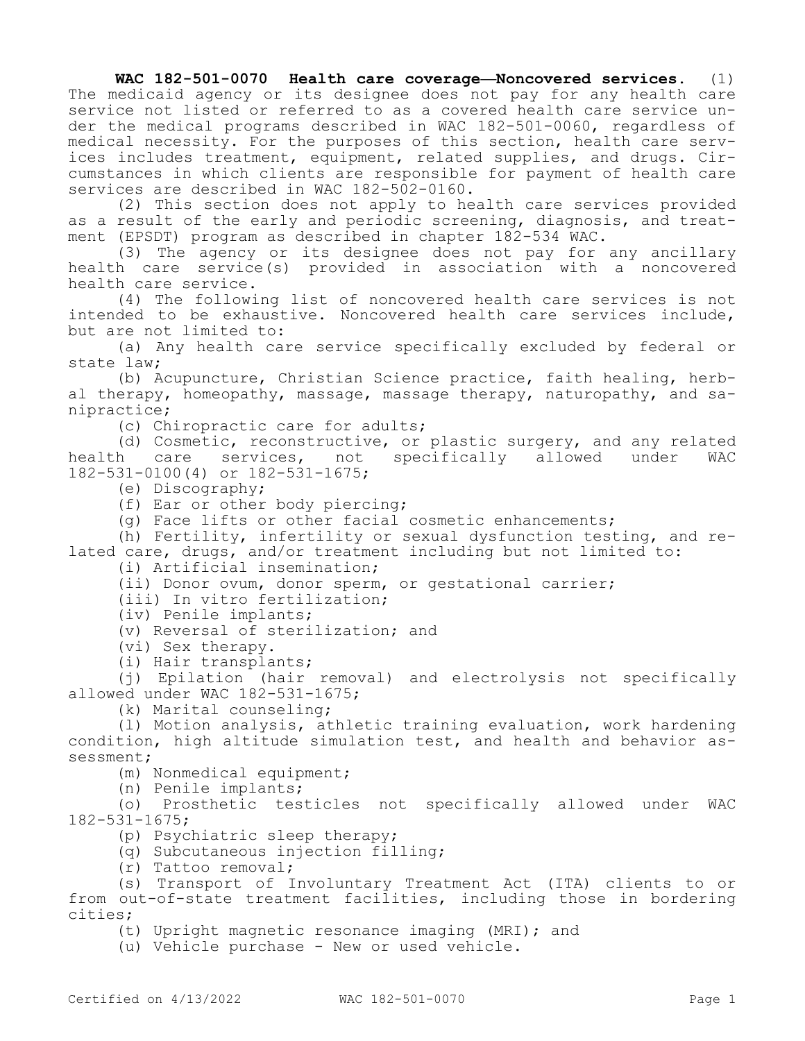**WAC 182-501-0070 Health care coverage—Noncovered services.** (1) The medicaid agency or its designee does not pay for any health care service not listed or referred to as a covered health care service under the medical programs described in WAC 182-501-0060, regardless of medical necessity. For the purposes of this section, health care services includes treatment, equipment, related supplies, and drugs. Circumstances in which clients are responsible for payment of health care services are described in WAC 182-502-0160.

(2) This section does not apply to health care services provided as a result of the early and periodic screening, diagnosis, and treatment (EPSDT) program as described in chapter 182-534 WAC.

(3) The agency or its designee does not pay for any ancillary health care service(s) provided in association with a noncovered health care service.

(4) The following list of noncovered health care services is not intended to be exhaustive. Noncovered health care services include, but are not limited to:

(a) Any health care service specifically excluded by federal or state law;

(b) Acupuncture, Christian Science practice, faith healing, herbal therapy, homeopathy, massage, massage therapy, naturopathy, and sanipractice;

(c) Chiropractic care for adults;

(d) Cosmetic, reconstructive, or plastic surgery, and any related health care services, not specifically allowed under WAC 182-531-0100(4) or 182-531-1675;

(e) Discography;

(f) Ear or other body piercing;

(g) Face lifts or other facial cosmetic enhancements;

(h) Fertility, infertility or sexual dysfunction testing, and related care, drugs, and/or treatment including but not limited to:

(i) Artificial insemination;

(ii) Donor ovum, donor sperm, or gestational carrier;

(iii) In vitro fertilization;

(iv) Penile implants;

(v) Reversal of sterilization; and

(vi) Sex therapy.

(i) Hair transplants;

(j) Epilation (hair removal) and electrolysis not specifically allowed under WAC 182-531-1675;

(k) Marital counseling;

(l) Motion analysis, athletic training evaluation, work hardening condition, high altitude simulation test, and health and behavior assessment;

(m) Nonmedical equipment;

(n) Penile implants;

(o) Prosthetic testicles not specifically allowed under WAC 182-531-1675;

(p) Psychiatric sleep therapy;

(q) Subcutaneous injection filling;

(r) Tattoo removal;

(s) Transport of Involuntary Treatment Act (ITA) clients to or from out-of-state treatment facilities, including those in bordering cities;

(t) Upright magnetic resonance imaging (MRI); and

(u) Vehicle purchase - New or used vehicle.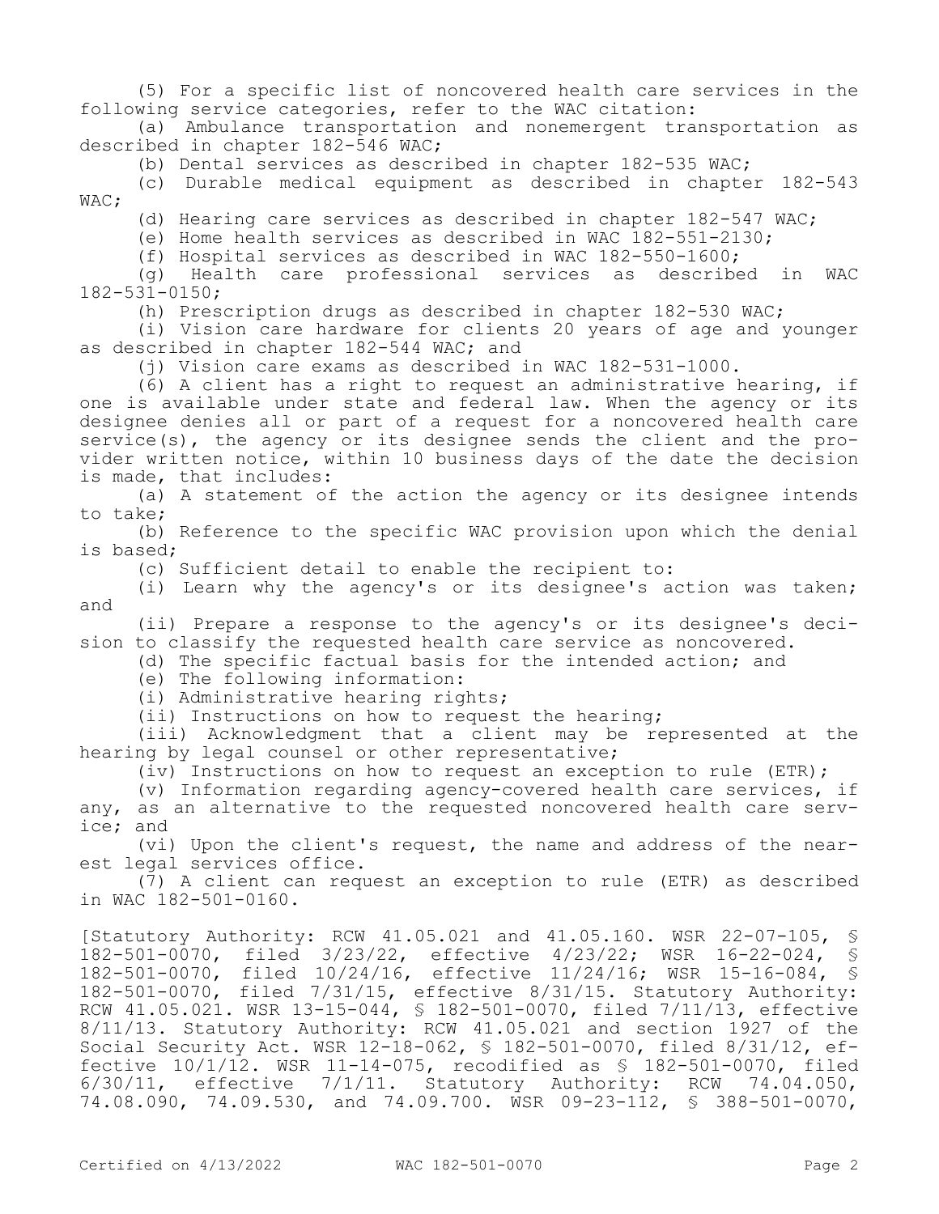(5) For a specific list of noncovered health care services in the following service categories, refer to the WAC citation:

(a) Ambulance transportation and nonemergent transportation as described in chapter 182-546 WAC;

(b) Dental services as described in chapter 182-535 WAC;

(c) Durable medical equipment as described in chapter 182-543 WAC;

(d) Hearing care services as described in chapter 182-547 WAC;

(e) Home health services as described in WAC 182-551-2130;

(f) Hospital services as described in WAC 182-550-1600;

(g) Health care professional services as described in WAC 182-531-0150;

(h) Prescription drugs as described in chapter 182-530 WAC;

(i) Vision care hardware for clients 20 years of age and younger as described in chapter 182-544 WAC; and

(j) Vision care exams as described in WAC 182-531-1000.

(6) A client has a right to request an administrative hearing, if one is available under state and federal law. When the agency or its designee denies all or part of a request for a noncovered health care service(s), the agency or its designee sends the client and the provider written notice, within 10 business days of the date the decision is made, that includes:

(a) A statement of the action the agency or its designee intends to take;

(b) Reference to the specific WAC provision upon which the denial is based;

(c) Sufficient detail to enable the recipient to:

(i) Learn why the agency's or its designee's action was taken; and

(ii) Prepare a response to the agency's or its designee's decision to classify the requested health care service as noncovered.

(d) The specific factual basis for the intended action; and

(e) The following information:

(i) Administrative hearing rights;

(ii) Instructions on how to request the hearing;

(iii) Acknowledgment that a client may be represented at the hearing by legal counsel or other representative;

(iv) Instructions on how to request an exception to rule (ETR);

(v) Information regarding agency-covered health care services, if any, as an alternative to the requested noncovered health care service; and

(vi) Upon the client's request, the name and address of the nearest legal services office.

(7) A client can request an exception to rule (ETR) as described in WAC 182-501-0160.

[Statutory Authority: RCW 41.05.021 and 41.05.160. WSR 22-07-105, § 182-501-0070, filed 3/23/22, effective 4/23/22; WSR 16-22-024, § 182-501-0070, filed 10/24/16, effective 11/24/16; WSR 15-16-084, § 182-501-0070, filed 7/31/15, effective 8/31/15. Statutory Authority: RCW 41.05.021. WSR 13-15-044, § 182-501-0070, filed 7/11/13, effective 8/11/13. Statutory Authority: RCW 41.05.021 and section 1927 of the Social Security Act. WSR 12-18-062, § 182-501-0070, filed 8/31/12, effective 10/1/12. WSR 11-14-075, recodified as § 182-501-0070, filed 6/30/11, effective 7/1/11. Statutory Authority: RCW 74.04.050, 74.08.090, 74.09.530, and 74.09.700. WSR 09-23-112, § 388-501-0070,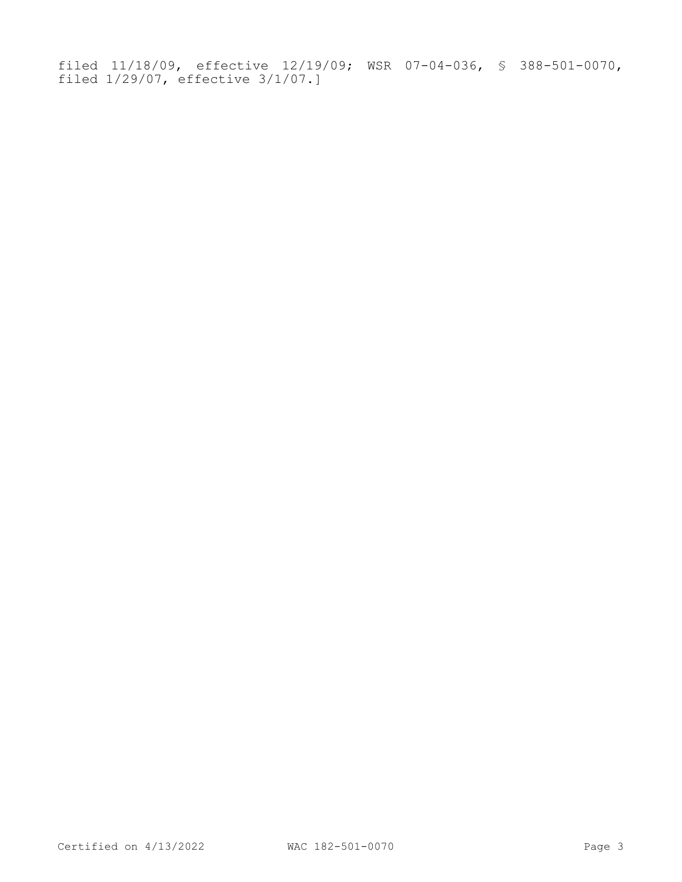filed 11/18/09, effective 12/19/09; WSR 07-04-036, § 388-501-0070, filed 1/29/07, effective 3/1/07.]